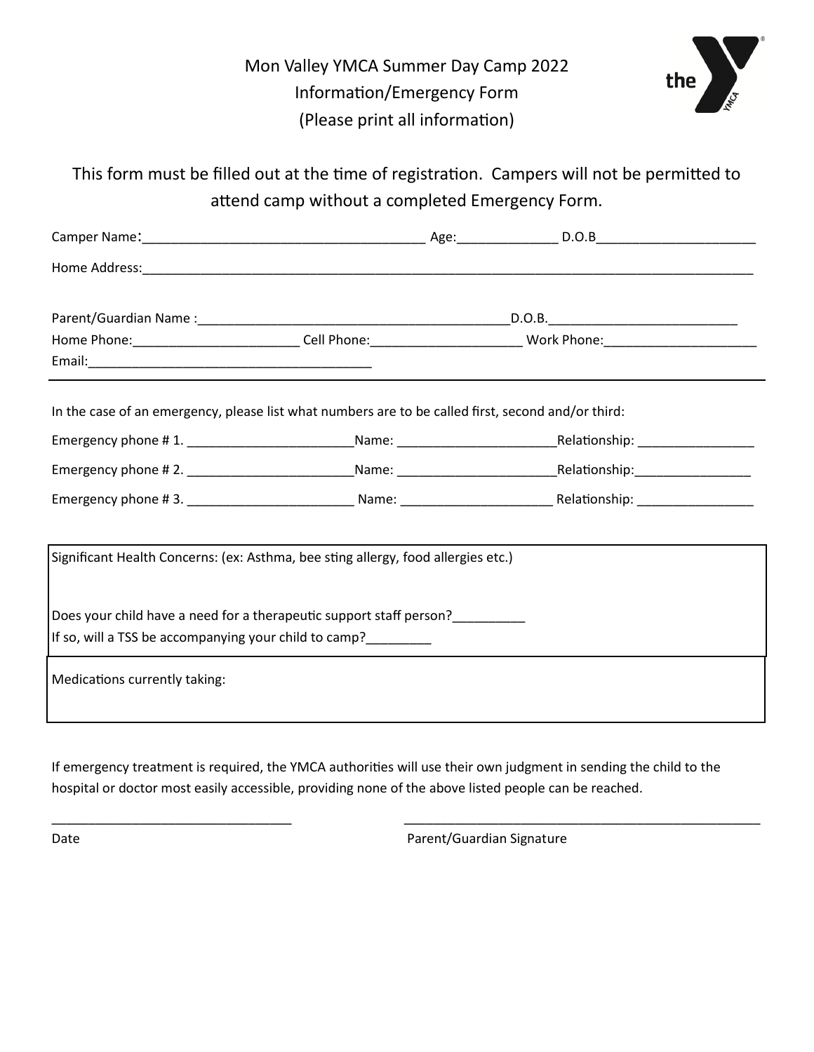# Mon Valley YMCA Summer Day Camp 2022
## Information/Emergency Form
(Please print all information)

This form must be filled out at the time of registration. Campers will not be permitted to attend camp without a completed Emergency Form.

Camper Name:______________________________________ Age:______________ D.O.B______________________

Home Address:_____________________________________________________________________________________

Parent/Guardian Name :_____________________________________________D.O.B.___________________________

Home Phone:_______________________ Cell Phone:_____________________ Work Phone:______________________

Email:_______________________________________

---

In the case of an emergency, please list what numbers are to be called first, second and/or third:

Emergency phone # 1. _______________________Name: ______________________Relationship: ________________

Emergency phone # 2. _______________________Name: ______________________Relationship:________________

Emergency phone # 3. _______________________ Name: _____________________ Relationship: ________________

Significant Health Concerns: (ex: Asthma, bee sting allergy, food allergies etc.)

Does your child have a need for a therapeutic support staff person?__________

If so, will a TSS be accompanying your child to camp?_________

Medications currently taking:

If emergency treatment is required, the YMCA authorities will use their own judgment in sending the child to the hospital or doctor most easily accessible, providing none of the above listed people can be reached.

_________________________________ ___________________________________________________

Date Parent/Guardian Signature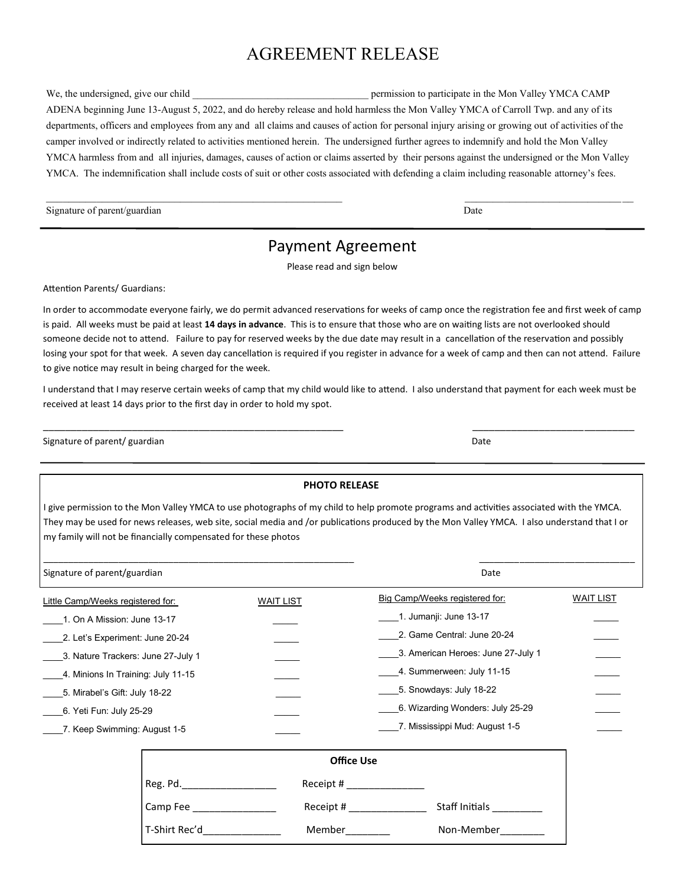# AGREEMENT RELEASE

We, the undersigned, give our child ___________________________________ permission to participate in the Mon Valley YMCA CAMP ADENA beginning June 13-August 5, 2022, and do hereby release and hold harmless the Mon Valley YMCA of Carroll Twp. and any of its departments, officers and employees from any and all claims and causes of action for personal injury arising or growing out of activities of the camper involved or indirectly related to activities mentioned herein. The undersigned further agrees to indemnify and hold the Mon Valley YMCA harmless from and all injuries, damages, causes of action or claims asserted by their persons against the undersigned or the Mon Valley YMCA. The indemnification shall include costs of suit or other costs associated with defending a claim including reasonable attorney's fees.

_____________________________________________________________ _________________________________

Signature of parent/guardian Date

## Payment Agreement

Please read and sign below

Attention Parents/ Guardians:

In order to accommodate everyone fairly, we do permit advanced reservations for weeks of camp once the registration fee and first week of camp is paid. All weeks must be paid at least **14 days in advance**. This is to ensure that those who are on waiting lists are not overlooked should someone decide not to attend. Failure to pay for reserved weeks by the due date may result in a cancellation of the reservation and possibly losing your spot for that week. A seven day cancellation is required if you register in advance for a week of camp and then can not attend. Failure to give notice may result in being charged for the week.

I understand that I may reserve certain weeks of camp that my child would like to attend. I also understand that payment for each week must be received at least 14 days prior to the first day in order to hold my spot.

_____________________________________________________________ _________________________________

Signature of parent/ guardian Date

**PHOTO RELEASE**

I give permission to the Mon Valley YMCA to use photographs of my child to help promote programs and activities associated with the YMCA. They may be used for news releases, web site, social media and /or publications produced by the Mon Valley YMCA. I also understand that I or my family will not be financially compensated for these photos

_____________________________________________________________ _________________________________

Signature of parent/guardian Date

| Little Camp/Weeks registered for: | WAIT LIST | Big Camp/Weeks registered for: | WAIT LIST |
|---|---|---|---|
| ____1. On A Mission: June 13-17 | _____ | ____1. Jumanji: June 13-17 | _____ |
| ____2. Let's Experiment: June 20-24 | _____ | ____2. Game Central: June 20-24 | _____ |
| ____3. Nature Trackers: June 27-July 1 | _____ | ____3. American Heroes: June 27-July 1 | _____ |
| ____4. Minions In Training: July 11-15 | _____ | ____4. Summerween: July 11-15 | _____ |
| ____5. Mirabel's Gift: July 18-22 | _____ | ____5. Snowdays: July 18-22 | _____ |
| ____6. Yeti Fun: July 25-29 | _____ | ____6. Wizarding Wonders: July 25-29 | _____ |
| ____7. Keep Swimming: August 1-5 | _____ | ____7. Mississippi Mud: August 1-5 | _____ |

**Office Use**

| | | |
|---|---|---|
| Reg. Pd.________________ | Receipt # ______________ | |
| Camp Fee _______________ | Receipt # ______________ | Staff Initials _________ |
| T-Shirt Rec'd______________ | Member________ | Non-Member________ |